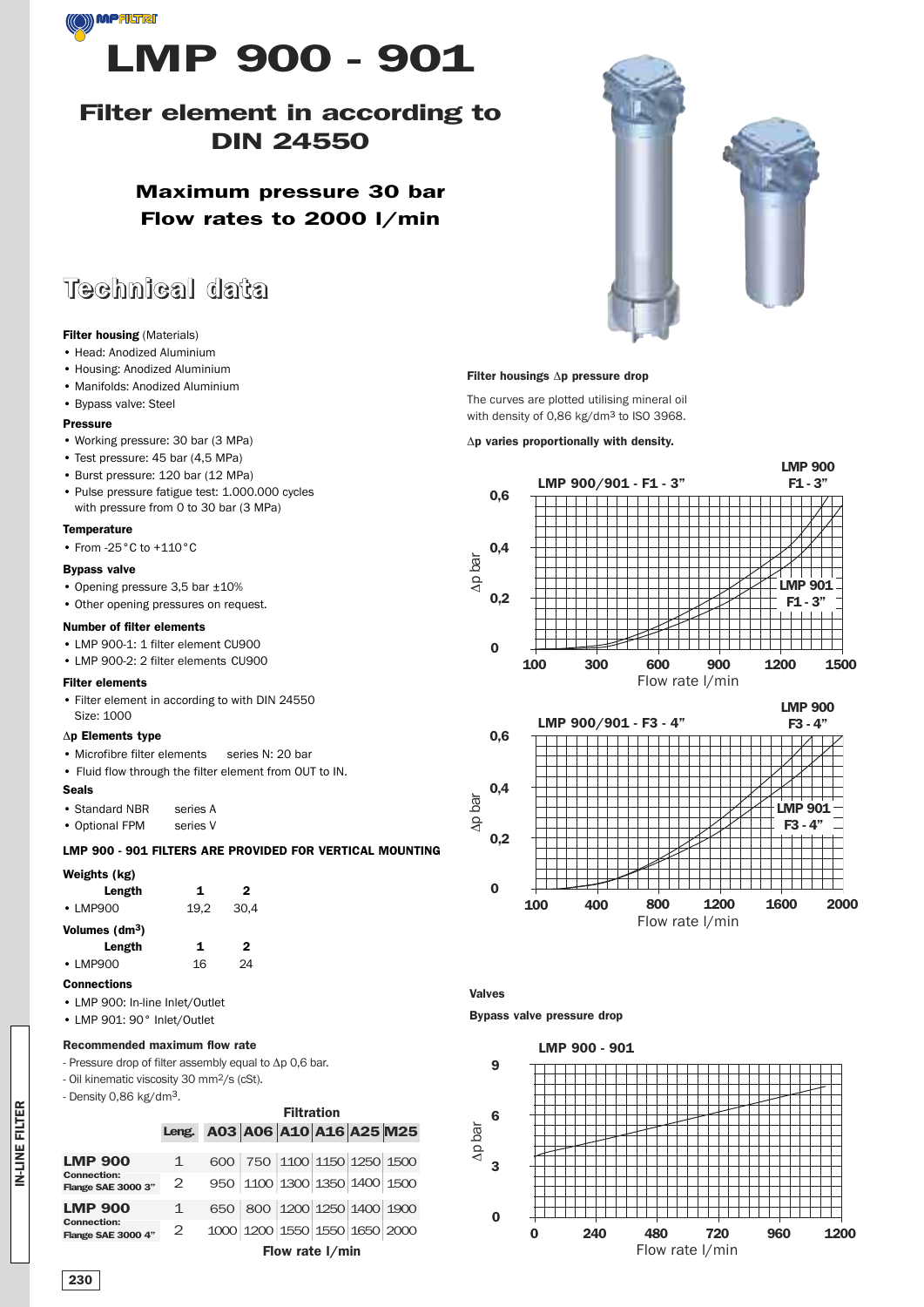# LMP 900 - 901

## Filter element in according to DIN 24550

### Maximum pressure 30 bar
### Flow rates to 2000 l/min

## Technical data

**Filter housing** (Materials)

- Head: Anodized Aluminium
- Housing: Anodized Aluminium
- Manifolds: Anodized Aluminium
- Bypass valve: Steel

**Pressure**

- Working pressure: 30 bar (3 MPa)
- Test pressure: 45 bar (4,5 MPa)
- Burst pressure: 120 bar (12 MPa)
- Pulse pressure fatigue test: 1.000.000 cycles with pressure from 0 to 30 bar (3 MPa)

**Temperature**

- From -25°C to +110°C

**Bypass valve**

- Opening pressure 3,5 bar ±10%
- Other opening pressures on request.

**Number of filter elements**

- LMP 900-1: 1 filter element CU900
- LMP 900-2: 2 filter elements CU900

**Filter elements**

- Filter element in according to with DIN 24550
  Size: 1000

**Δp Elements type**

- Microfibre filter elements series N: 20 bar
- Fluid flow through the filter element from OUT to IN.

**Seals**

- Standard NBR series A
- Optional FPM series V

**LMP 900 - 901 FILTERS ARE PROVIDED FOR VERTICAL MOUNTING**

**Weights (kg)**

| Length | 1 | 2 |
|---|---|---|
| • LMP900 | 19,2 | 30,4 |

**Volumes (dm³)**

| Length | 1 | 2 |
|---|---|---|
| • LMP900 | 16 | 24 |

**Connections**

- LMP 900: In-line Inlet/Outlet
- LMP 901: 90° Inlet/Outlet

**Recommended maximum flow rate**

- Pressure drop of filter assembly equal to Δp 0,6 bar.
- Oil kinematic viscosity 30 mm²/s (cSt).
- Density 0,86 kg/dm³.

| | Leng. | Filtration | | | | | |
|---|---|---|---|---|---|---|---|
| | | A03 | A06 | A10 | A16 | A25 | M25 |
| **LMP 900** Connection: Flange SAE 3000 3" | 1 | 600 | 750 | 1100 | 1150 | 1250 | 1500 |
| | 2 | 950 | 1100 | 1300 | 1350 | 1400 | 1500 |
| **LMP 900** Connection: Flange SAE 3000 4" | 1 | 650 | 800 | 1200 | 1250 | 1400 | 1900 |
| | 2 | 1000 | 1200 | 1550 | 1550 | 1650 | 2000 |

Flow rate l/min

**Filter housings Δp pressure drop**

The curves are plotted utilising mineral oil with density of 0,86 kg/dm³ to ISO 3968.

**Δp varies proportionally with density.**

LMP 900/901 - F1 - 3"

LMP 900/901 - F3 - 4"

**Valves**

**Bypass valve pressure drop**

LMP 900 - 901

IN-LINE FILTER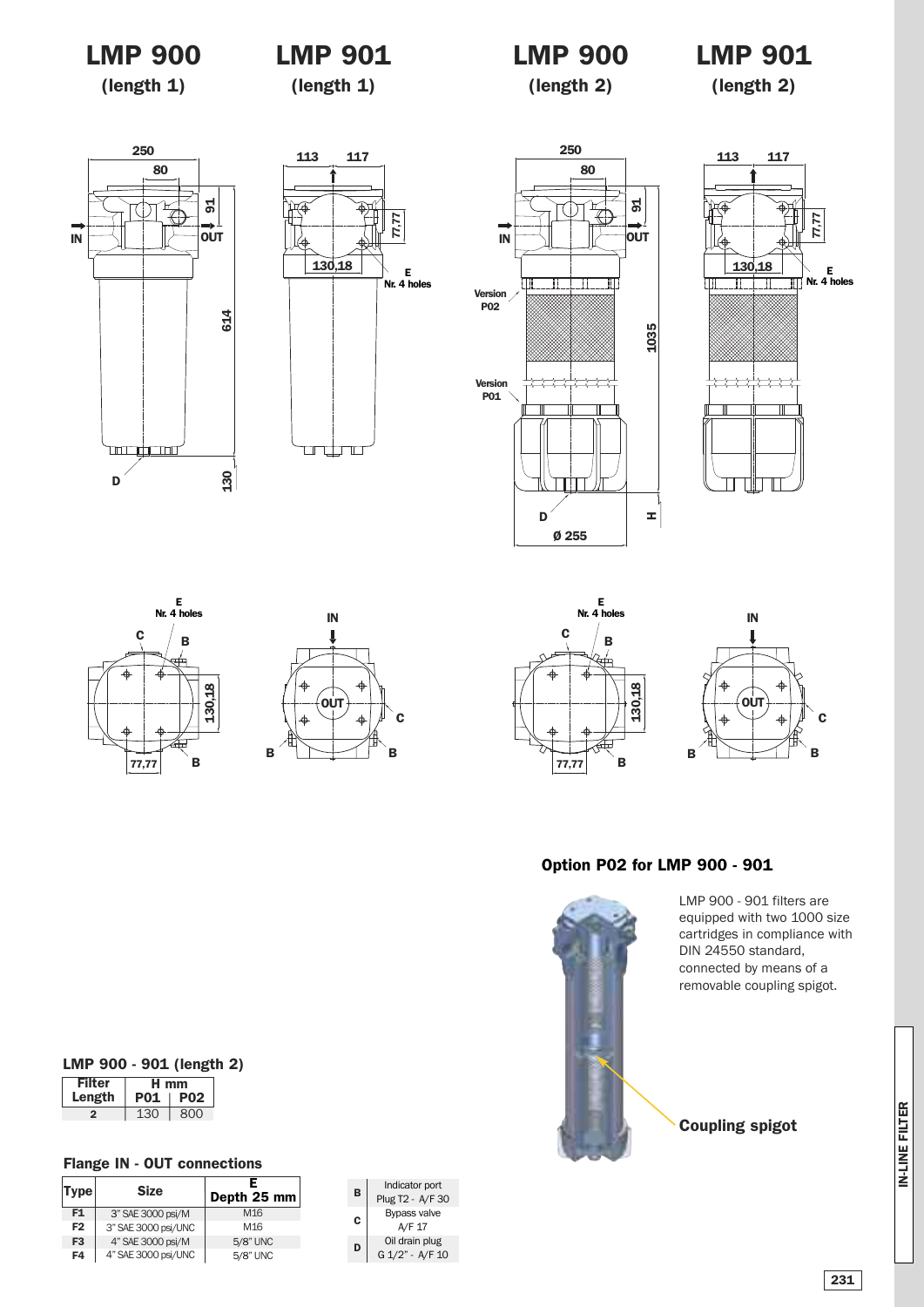# LMP 900 (length 1)

# LMP 901 (length 1)

# LMP 900 (length 2)

# LMP 901 (length 2)

## Option P02 for LMP 900 - 901

LMP 900 - 901 filters are equipped with two 1000 size cartridges in compliance with DIN 24550 standard, connected by means of a removable coupling spigot.

Coupling spigot

### LMP 900 - 901 (length 2)

| Filter Length | H mm | |
|---|---|---|
| | P01 | P02 |
| 2 | 130 | 800 |

### Flange IN - OUT connections

| Type | Size | E Depth 25 mm |
|---|---|---|
| F1 | 3" SAE 3000 psi/M | M16 |
| F2 | 3" SAE 3000 psi/UNC | M16 |
| F3 | 4" SAE 3000 psi/M | 5/8" UNC |
| F4 | 4" SAE 3000 psi/UNC | 5/8" UNC |

| | |
|---|---|
| B | Indicator port Plug T2 - A/F 30 |
| C | Bypass valve A/F 17 |
| D | Oil drain plug G 1/2" - A/F 10 |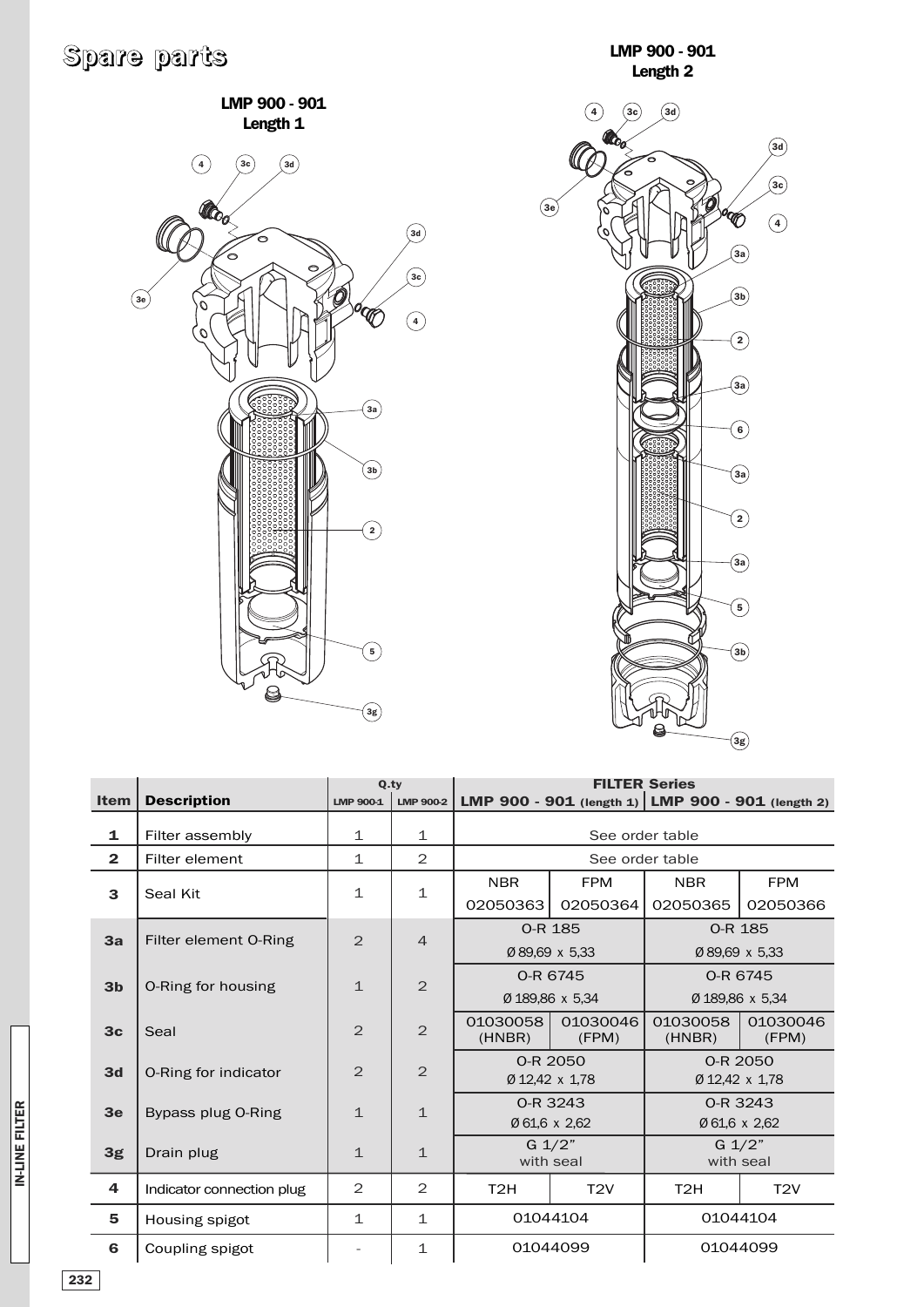# Spare parts

LMP 900 - 901
Length 1

LMP 900 - 901
Length 2

| Item | Description | Q.ty LMP 900-1 | Q.ty LMP 900-2 | FILTER Series LMP 900 - 901 (length 1) | | LMP 900 - 901 (length 2) | |
|---|---|---|---|---|---|---|---|
| **1** | Filter assembly | 1 | 1 | See order table | | | |
| **2** | Filter element | 1 | 2 | See order table | | | |
| **3** | Seal Kit | 1 | 1 | NBR 02050363 | FPM 02050364 | NBR 02050365 | FPM 02050366 |
| **3a** | Filter element O-Ring | 2 | 4 | O-R 185 Ø 89,69 x 5,33 | | O-R 185 Ø 89,69 x 5,33 | |
| **3b** | O-Ring for housing | 1 | 2 | O-R 6745 Ø 189,86 x 5,34 | | O-R 6745 Ø 189,86 x 5,34 | |
| **3c** | Seal | 2 | 2 | 01030058 (HNBR) | 01030046 (FPM) | 01030058 (HNBR) | 01030046 (FPM) |
| **3d** | O-Ring for indicator | 2 | 2 | O-R 2050 Ø 12,42 x 1,78 | | O-R 2050 Ø 12,42 x 1,78 | |
| **3e** | Bypass plug O-Ring | 1 | 1 | O-R 3243 Ø 61,6 x 2,62 | | O-R 3243 Ø 61,6 x 2,62 | |
| **3g** | Drain plug | 1 | 1 | G 1/2" with seal | | G 1/2" with seal | |
| **4** | Indicator connection plug | 2 | 2 | T2H | T2V | T2H | T2V |
| **5** | Housing spigot | 1 | 1 | 01044104 | | 01044104 | |
| **6** | Coupling spigot | - | 1 | 01044099 | | 01044099 | |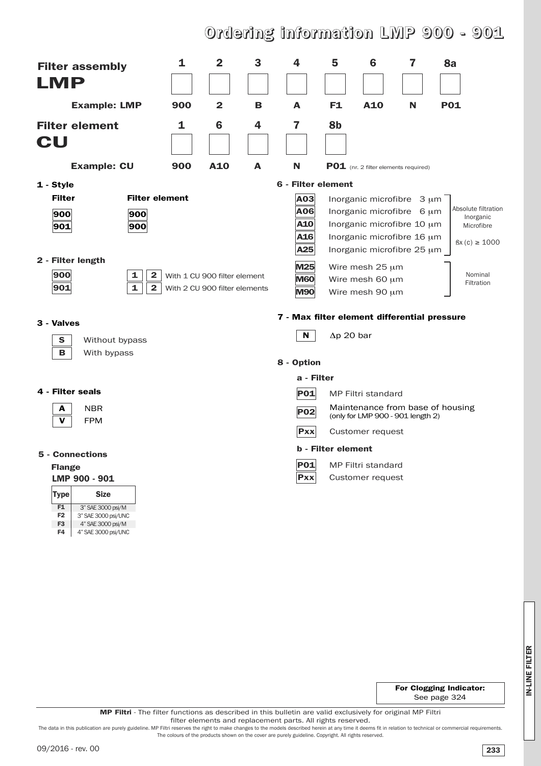# Ordering information LMP 900 - 901

## Filter assembly

**LMP**

| | 1 | 2 | 3 | 4 | 5 | 6 | 7 | 8a |
|---|---|---|---|---|---|---|---|---|
| **Example: LMP** | 900 | 2 | B | A | F1 | A10 | N | P01 |

## Filter element

**CU**

| | 1 | 6 | 4 | 7 | 8b |
|---|---|---|---|---|---|
| **Example: CU** | 900 | A10 | A | N | P01 (nr. 2 filter elements required) |

### 1 - Style

| Filter | Filter element |
|---|---|
| 900 | 900 |
| 901 | 900 |

### 2 - Filter length

| | | |
|---|---|---|
| 900 | 1 2 | With 1 CU 900 filter element |
| 901 | 1 2 | With 2 CU 900 filter elements |

### 3 - Valves

| | |
|---|---|
| S | Without bypass |
| B | With bypass |

### 4 - Filter seals

| | |
|---|---|
| A | NBR |
| V | FPM |

### 5 - Connections

**Flange**

**LMP 900 - 901**

| Type | Size |
|---|---|
| F1 | 3" SAE 3000 psi/M |
| F2 | 3" SAE 3000 psi/UNC |
| F3 | 4" SAE 3000 psi/M |
| F4 | 4" SAE 3000 psi/UNC |

### 6 - Filter element

| | | |
|---|---|---|
| A03 | Inorganic microfibre 3 μm | Absolute filtration Inorganic Microfibre ßx (c) ≥ 1000 |
| A06 | Inorganic microfibre 6 μm | |
| A10 | Inorganic microfibre 10 μm | |
| A16 | Inorganic microfibre 16 μm | |
| A25 | Inorganic microfibre 25 μm | |
| M25 | Wire mesh 25 μm | Nominal Filtration |
| M60 | Wire mesh 60 μm | |
| M90 | Wire mesh 90 μm | |

### 7 - Max filter element differential pressure

| | |
|---|---|
| N | Δp 20 bar |

### 8 - Option

**a - Filter**

| | |
|---|---|
| P01 | MP Filtri standard |
| P02 | Maintenance from base of housing (only for LMP 900 - 901 length 2) |
| Pxx | Customer request |

**b - Filter element**

| | |
|---|---|
| P01 | MP Filtri standard |
| Pxx | Customer request |

**For Clogging Indicator:** See page 324

**MP Filtri** - The filter functions as described in this bulletin are valid exclusively for original MP Filtri filter elements and replacement parts. All rights reserved.

The data in this publication are purely guideline. MP Filtri reserves the right to make changes to the models described herein at any time it deems fit in relation to technical or commercial requirements. The colours of the products shown on the cover are purely guideline. Copyright. All rights reserved.

09/2016 - rev. 00